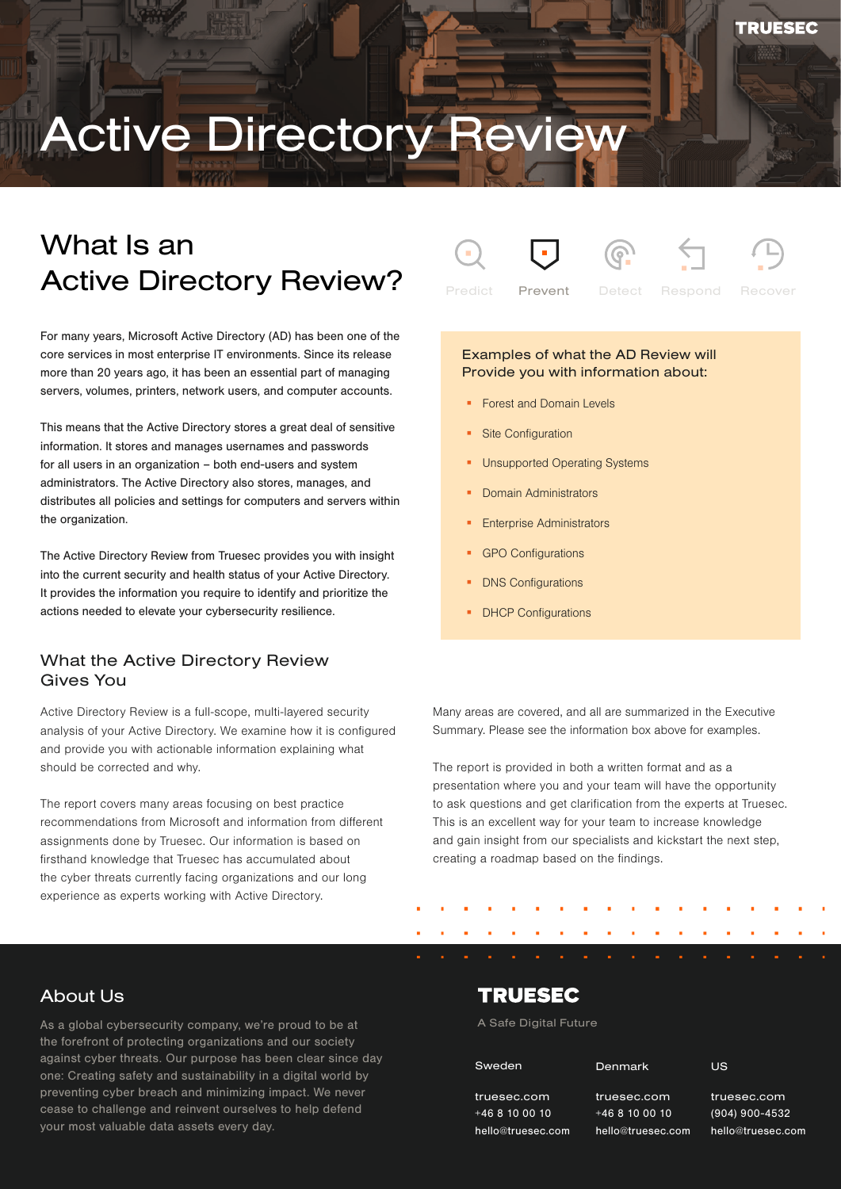# Active Directory Review

## What Is an Active Directory Review?

Predict | Prevent | Detect | Respond | Recover

For many years, Microsoft Active Directory (AD) has been one of the core services in most enterprise IT environments. Since its release more than 20 years ago, it has been an essential part of managing servers, volumes, printers, network users, and computer accounts.

This means that the Active Directory stores a great deal of sensitive information. It stores and manages usernames and passwords for all users in an organization – both end-users and system administrators. The Active Directory also stores, manages, and distributes all policies and settings for computers and servers within the organization.

The Active Directory Review from Truesec provides you with insight into the current security and health status of your Active Directory. It provides the information you require to identify and prioritize the actions needed to elevate your cybersecurity resilience.

Examples of what the AD Review will Provide you with information about:

- Forest and Domain Levels
- Site Configuration
- Unsupported Operating Systems
- Domain Administrators
- Enterprise Administrators
- GPO Configurations
- DNS Configurations
- DHCP Configurations

### What the Active Directory Review Gives You

Active Directory Review is a full-scope, multi-layered security analysis of your Active Directory. We examine how it is configured and provide you with actionable information explaining what should be corrected and why.

The report covers many areas focusing on best practice recommendations from Microsoft and information from different assignments done by Truesec. Our information is based on firsthand knowledge that Truesec has accumulated about the cyber threats currently facing organizations and our long experience as experts working with Active Directory.

Many areas are covered, and all are summarized in the Executive Summary. Please see the information box above for examples.

The report is provided in both a written format and as a presentation where you and your team will have the opportunity to ask questions and get clarification from the experts at Truesec. This is an excellent way for your team to increase knowledge and gain insight from our specialists and kickstart the next step, creating a roadmap based on the findings.

## About Us

As a global cybersecurity company, we're proud to be at the forefront of protecting organizations and our society against cyber threats. Our purpose has been clear since day one: Creating safety and sustainability in a digital world by preventing cyber breach and minimizing impact. We never cease to challenge and reinvent ourselves to help defend your most valuable data assets every day.

**TRUESEC**

A Safe Digital Future

| Sweden | Denmark | US |
|---|---|---|
| truesec.com | truesec.com | truesec.com |
| +46 8 10 00 10 | +46 8 10 00 10 | (904) 900-4532 |
| hello@truesec.com | hello@truesec.com | hello@truesec.com |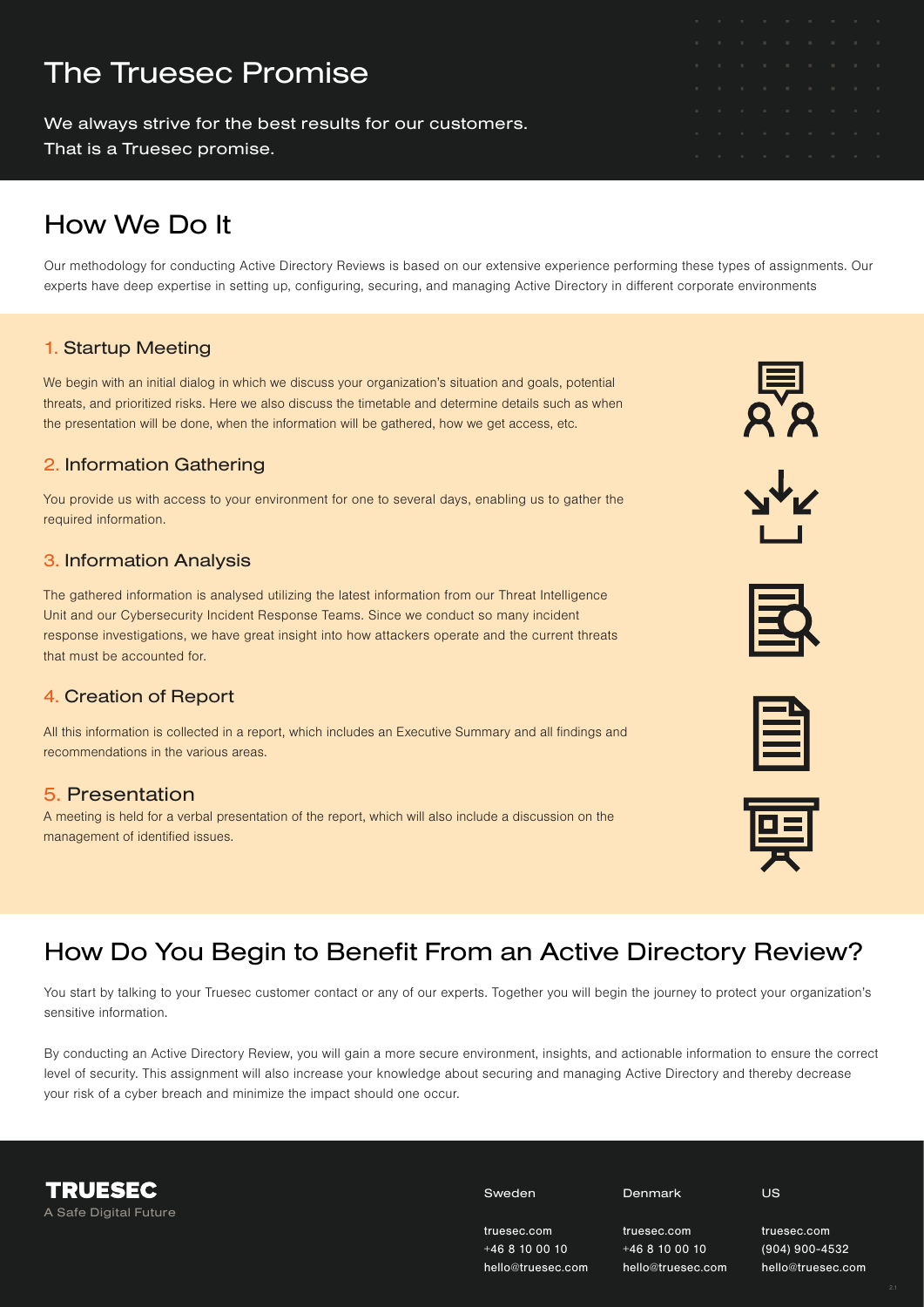# The Truesec Promise

We always strive for the best results for our customers.
That is a Truesec promise.

## How We Do It

Our methodology for conducting Active Directory Reviews is based on our extensive experience performing these types of assignments. Our experts have deep expertise in setting up, configuring, securing, and managing Active Directory in different corporate environments

### 1. Startup Meeting

We begin with an initial dialog in which we discuss your organization's situation and goals, potential threats, and prioritized risks. Here we also discuss the timetable and determine details such as when the presentation will be done, when the information will be gathered, how we get access, etc.

### 2. Information Gathering

You provide us with access to your environment for one to several days, enabling us to gather the required information.

### 3. Information Analysis

The gathered information is analysed utilizing the latest information from our Threat Intelligence Unit and our Cybersecurity Incident Response Teams. Since we conduct so many incident response investigations, we have great insight into how attackers operate and the current threats that must be accounted for.

### 4. Creation of Report

All this information is collected in a report, which includes an Executive Summary and all findings and recommendations in the various areas.

### 5. Presentation

A meeting is held for a verbal presentation of the report, which will also include a discussion on the management of identified issues.

## How Do You Begin to Benefit From an Active Directory Review?

You start by talking to your Truesec customer contact or any of our experts. Together you will begin the journey to protect your organization's sensitive information.

By conducting an Active Directory Review, you will gain a more secure environment, insights, and actionable information to ensure the correct level of security. This assignment will also increase your knowledge about securing and managing Active Directory and thereby decrease your risk of a cyber breach and minimize the impact should one occur.

**TRUESEC**
A Safe Digital Future

| Sweden | Denmark | US |
|---|---|---|
| truesec.com | truesec.com | truesec.com |
| +46 8 10 00 10 | +46 8 10 00 10 | (904) 900-4532 |
| hello@truesec.com | hello@truesec.com | hello@truesec.com |